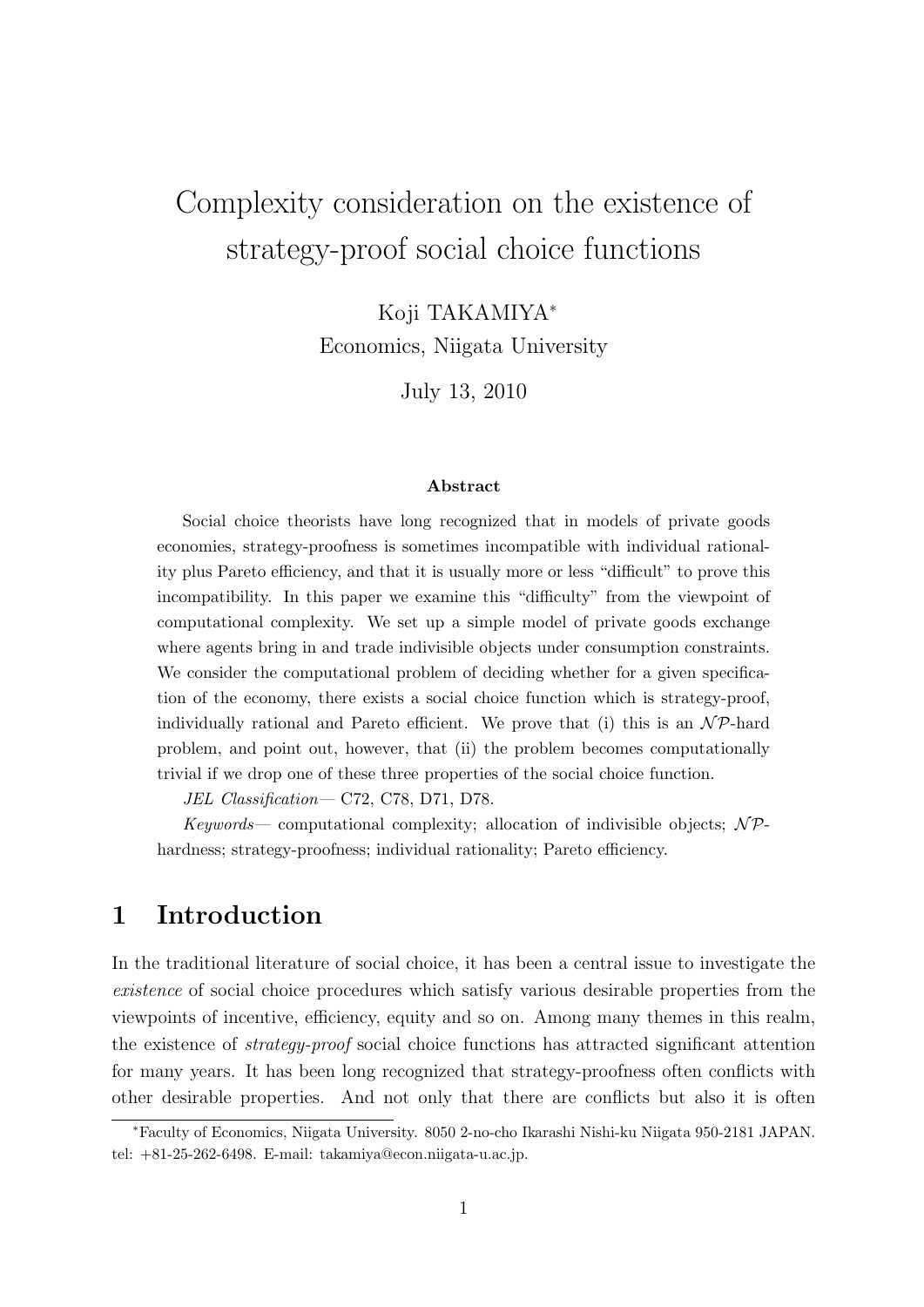# Complexity consideration on the existence of strategy-proof social choice functions

Koji TAKAMIYA*
Economics, Niigata University

July 13, 2010

### Abstract

Social choice theorists have long recognized that in models of private goods economies, strategy-proofness is sometimes incompatible with individual rationality plus Pareto efficiency, and that it is usually more or less "difficult" to prove this incompatibility. In this paper we examine this "difficulty" from the viewpoint of computational complexity. We set up a simple model of private goods exchange where agents bring in and trade indivisible objects under consumption constraints. We consider the computational problem of deciding whether for a given specification of the economy, there exists a social choice function which is strategy-proof, individually rational and Pareto efficient. We prove that (i) this is an $\mathcal{NP}$-hard problem, and point out, however, that (ii) the problem becomes computationally trivial if we drop one of these three properties of the social choice function.

*JEL Classification*— C72, C78, D71, D78.

*Keywords*— computational complexity; allocation of indivisible objects; $\mathcal{NP}$-hardness; strategy-proofness; individual rationality; Pareto efficiency.

## 1 Introduction

In the traditional literature of social choice, it has been a central issue to investigate the *existence* of social choice procedures which satisfy various desirable properties from the viewpoints of incentive, efficiency, equity and so on. Among many themes in this realm, the existence of *strategy-proof* social choice functions has attracted significant attention for many years. It has been long recognized that strategy-proofness often conflicts with other desirable properties. And not only that there are conflicts but also it is often

*Faculty of Economics, Niigata University. 8050 2-no-cho Ikarashi Nishi-ku Niigata 950-2181 JAPAN. tel: +81-25-262-6498. E-mail: takamiya@econ.niigata-u.ac.jp.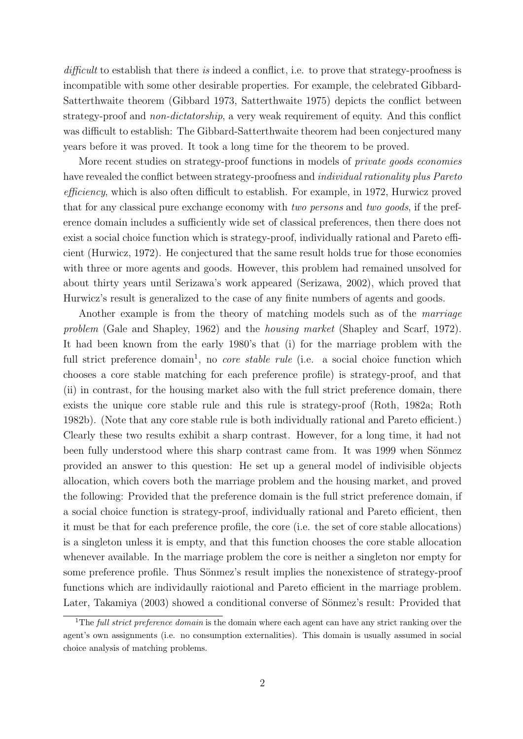*difficult* to establish that there *is* indeed a conflict, i.e. to prove that strategy-proofness is incompatible with some other desirable properties. For example, the celebrated Gibbard-Satterthwaite theorem (Gibbard 1973, Satterthwaite 1975) depicts the conflict between strategy-proof and *non-dictatorship*, a very weak requirement of equity. And this conflict was difficult to establish: The Gibbard-Satterthwaite theorem had been conjectured many years before it was proved. It took a long time for the theorem to be proved.

More recent studies on strategy-proof functions in models of *private goods economies* have revealed the conflict between strategy-proofness and *individual rationality plus Pareto efficiency*, which is also often difficult to establish. For example, in 1972, Hurwicz proved that for any classical pure exchange economy with *two persons* and *two goods*, if the preference domain includes a sufficiently wide set of classical preferences, then there does not exist a social choice function which is strategy-proof, individually rational and Pareto efficient (Hurwicz, 1972). He conjectured that the same result holds true for those economies with three or more agents and goods. However, this problem had remained unsolved for about thirty years until Serizawa's work appeared (Serizawa, 2002), which proved that Hurwicz's result is generalized to the case of any finite numbers of agents and goods.

Another example is from the theory of matching models such as of the *marriage problem* (Gale and Shapley, 1962) and the *housing market* (Shapley and Scarf, 1972). It had been known from the early 1980's that (i) for the marriage problem with the full strict preference domain[1], no *core stable rule* (i.e. a social choice function which chooses a core stable matching for each preference profile) is strategy-proof, and that (ii) in contrast, for the housing market also with the full strict preference domain, there exists the unique core stable rule and this rule is strategy-proof (Roth, 1982a; Roth 1982b). (Note that any core stable rule is both individually rational and Pareto efficient.) Clearly these two results exhibit a sharp contrast. However, for a long time, it had not been fully understood where this sharp contrast came from. It was 1999 when Sönmez provided an answer to this question: He set up a general model of indivisible objects allocation, which covers both the marriage problem and the housing market, and proved the following: Provided that the preference domain is the full strict preference domain, if a social choice function is strategy-proof, individually rational and Pareto efficient, then it must be that for each preference profile, the core (i.e. the set of core stable allocations) is a singleton unless it is empty, and that this function chooses the core stable allocation whenever available. In the marriage problem the core is neither a singleton nor empty for some preference profile. Thus Sönmez's result implies the nonexistence of strategy-proof functions which are individaully raiotional and Pareto efficient in the marriage problem. Later, Takamiya (2003) showed a conditional converse of Sönmez's result: Provided that

[1]The *full strict preference domain* is the domain where each agent can have any strict ranking over the agent's own assignments (i.e. no consumption externalities). This domain is usually assumed in social choice analysis of matching problems.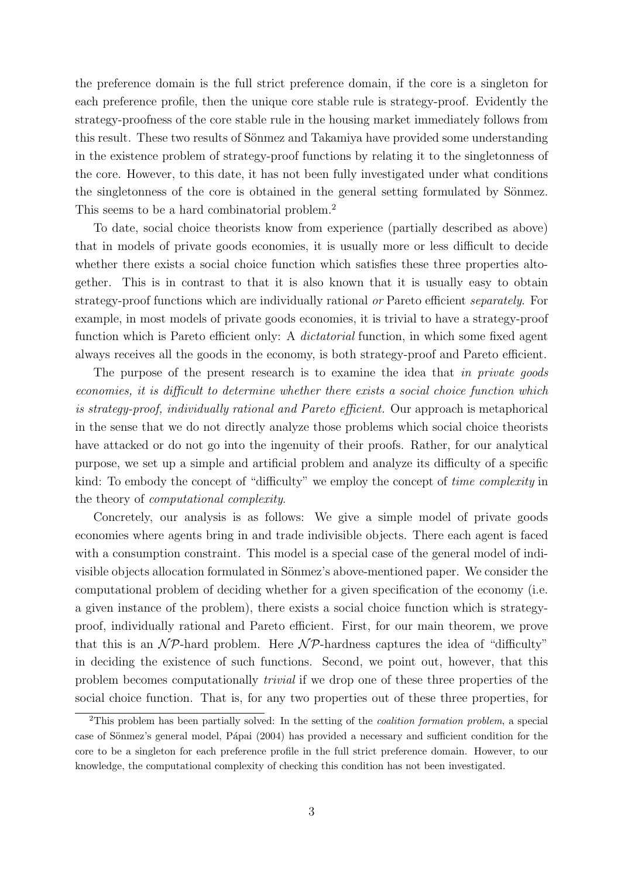the preference domain is the full strict preference domain, if the core is a singleton for each preference profile, then the unique core stable rule is strategy-proof. Evidently the strategy-proofness of the core stable rule in the housing market immediately follows from this result. These two results of Sönmez and Takamiya have provided some understanding in the existence problem of strategy-proof functions by relating it to the singletonness of the core. However, to this date, it has not been fully investigated under what conditions the singletonness of the core is obtained in the general setting formulated by Sönmez. This seems to be a hard combinatorial problem.[2]

To date, social choice theorists know from experience (partially described as above) that in models of private goods economies, it is usually more or less difficult to decide whether there exists a social choice function which satisfies these three properties altogether. This is in contrast to that it is also known that it is usually easy to obtain strategy-proof functions which are individually rational *or* Pareto efficient *separately*. For example, in most models of private goods economies, it is trivial to have a strategy-proof function which is Pareto efficient only: A *dictatorial* function, in which some fixed agent always receives all the goods in the economy, is both strategy-proof and Pareto efficient.

The purpose of the present research is to examine the idea that *in private goods economies, it is difficult to determine whether there exists a social choice function which is strategy-proof, individually rational and Pareto efficient.* Our approach is metaphorical in the sense that we do not directly analyze those problems which social choice theorists have attacked or do not go into the ingenuity of their proofs. Rather, for our analytical purpose, we set up a simple and artificial problem and analyze its difficulty of a specific kind: To embody the concept of "difficulty" we employ the concept of *time complexity* in the theory of *computational complexity*.

Concretely, our analysis is as follows: We give a simple model of private goods economies where agents bring in and trade indivisible objects. There each agent is faced with a consumption constraint. This model is a special case of the general model of indivisible objects allocation formulated in Sönmez's above-mentioned paper. We consider the computational problem of deciding whether for a given specification of the economy (i.e. a given instance of the problem), there exists a social choice function which is strategy-proof, individually rational and Pareto efficient. First, for our main theorem, we prove that this is an $\mathcal{NP}$-hard problem. Here $\mathcal{NP}$-hardness captures the idea of "difficulty" in deciding the existence of such functions. Second, we point out, however, that this problem becomes computationally *trivial* if we drop one of these three properties of the social choice function. That is, for any two properties out of these three properties, for

[2]This problem has been partially solved: In the setting of the *coalition formation problem*, a special case of Sönmez's general model, Pápai (2004) has provided a necessary and sufficient condition for the core to be a singleton for each preference profile in the full strict preference domain. However, to our knowledge, the computational complexity of checking this condition has not been investigated.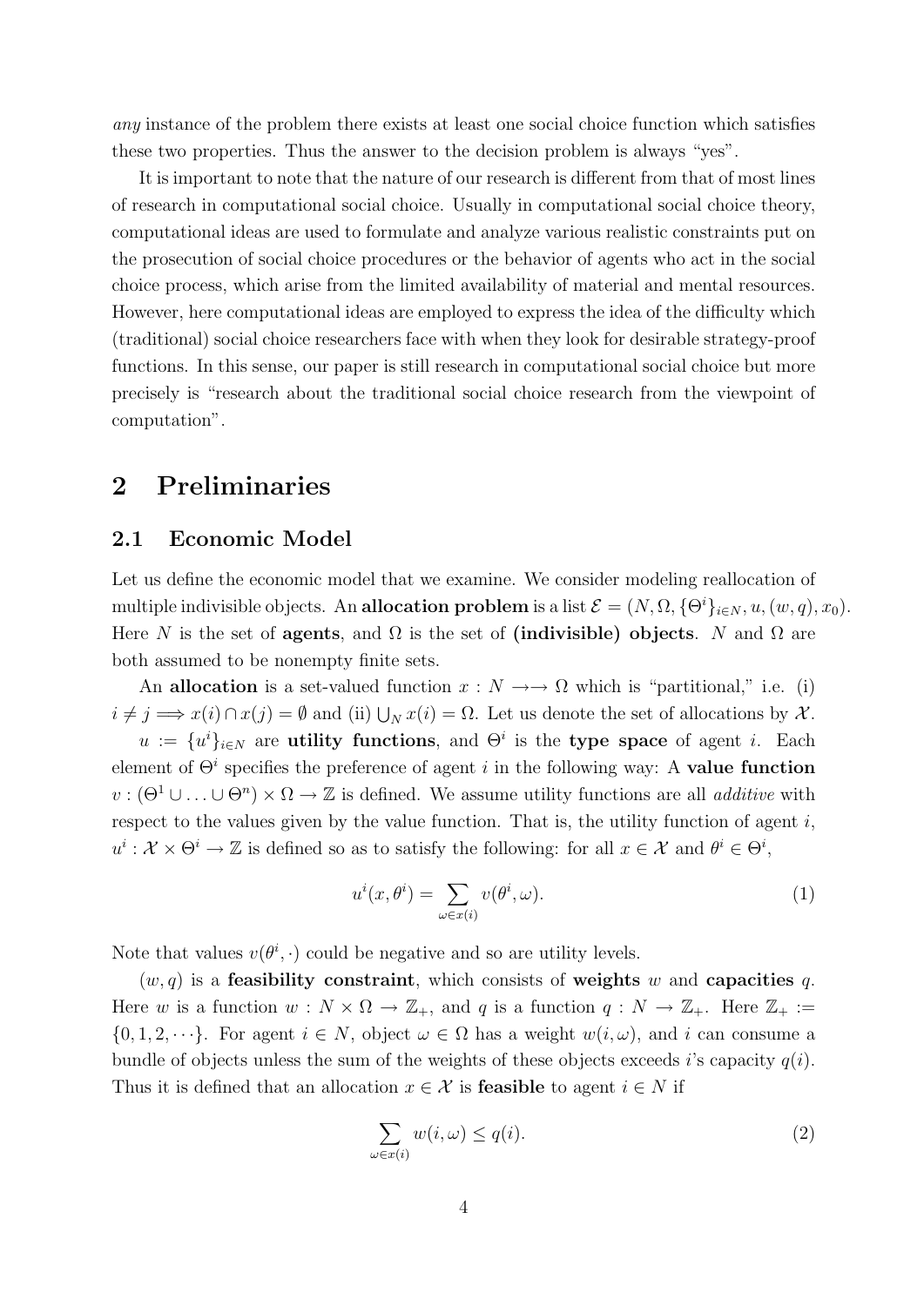*any* instance of the problem there exists at least one social choice function which satisfies these two properties. Thus the answer to the decision problem is always "yes".

It is important to note that the nature of our research is different from that of most lines of research in computational social choice. Usually in computational social choice theory, computational ideas are used to formulate and analyze various realistic constraints put on the prosecution of social choice procedures or the behavior of agents who act in the social choice process, which arise from the limited availability of material and mental resources. However, here computational ideas are employed to express the idea of the difficulty which (traditional) social choice researchers face with when they look for desirable strategy-proof functions. In this sense, our paper is still research in computational social choice but more precisely is "research about the traditional social choice research from the viewpoint of computation".

# 2 Preliminaries

## 2.1 Economic Model

Let us define the economic model that we examine. We consider modeling reallocation of multiple indivisible objects. An **allocation problem** is a list $\mathcal{E} = (N, \Omega, \{\Theta^i\}_{i\in N}, u, (w, q), x_0)$. Here $N$ is the set of **agents**, and $\Omega$ is the set of **(indivisible) objects**. $N$ and $\Omega$ are both assumed to be nonempty finite sets.

An **allocation** is a set-valued function $x : N \rightarrow\rightarrow \Omega$ which is "partitional," i.e. (i) $i \neq j \Longrightarrow x(i) \cap x(j) = \emptyset$ and (ii) $\bigcup_N x(i) = \Omega$. Let us denote the set of allocations by $\mathcal{X}$.

$u := \{u^i\}_{i\in N}$ are **utility functions**, and $\Theta^i$ is the **type space** of agent $i$. Each element of $\Theta^i$ specifies the preference of agent $i$ in the following way: A **value function** $v : (\Theta^1 \cup \ldots \cup \Theta^n) \times \Omega \rightarrow \mathbb{Z}$ is defined. We assume utility functions are all *additive* with respect to the values given by the value function. That is, the utility function of agent $i$, $u^i : \mathcal{X} \times \Theta^i \rightarrow \mathbb{Z}$ is defined so as to satisfy the following: for all $x \in \mathcal{X}$ and $\theta^i \in \Theta^i$,

$$u^i(x, \theta^i) = \sum_{\omega\in x(i)} v(\theta^i, \omega). \tag{1}$$

Note that values $v(\theta^i, \cdot)$ could be negative and so are utility levels.

$(w, q)$ is a **feasibility constraint**, which consists of **weights** $w$ and **capacities** $q$. Here $w$ is a function $w : N \times \Omega \rightarrow \mathbb{Z}_+$, and $q$ is a function $q : N \rightarrow \mathbb{Z}_+$. Here $\mathbb{Z}_+ := \{0, 1, 2, \cdots\}$. For agent $i \in N$, object $\omega \in \Omega$ has a weight $w(i, \omega)$, and $i$ can consume a bundle of objects unless the sum of the weights of these objects exceeds $i$'s capacity $q(i)$. Thus it is defined that an allocation $x \in \mathcal{X}$ is **feasible** to agent $i \in N$ if

$$\sum_{\omega\in x(i)} w(i, \omega) \leq q(i). \tag{2}$$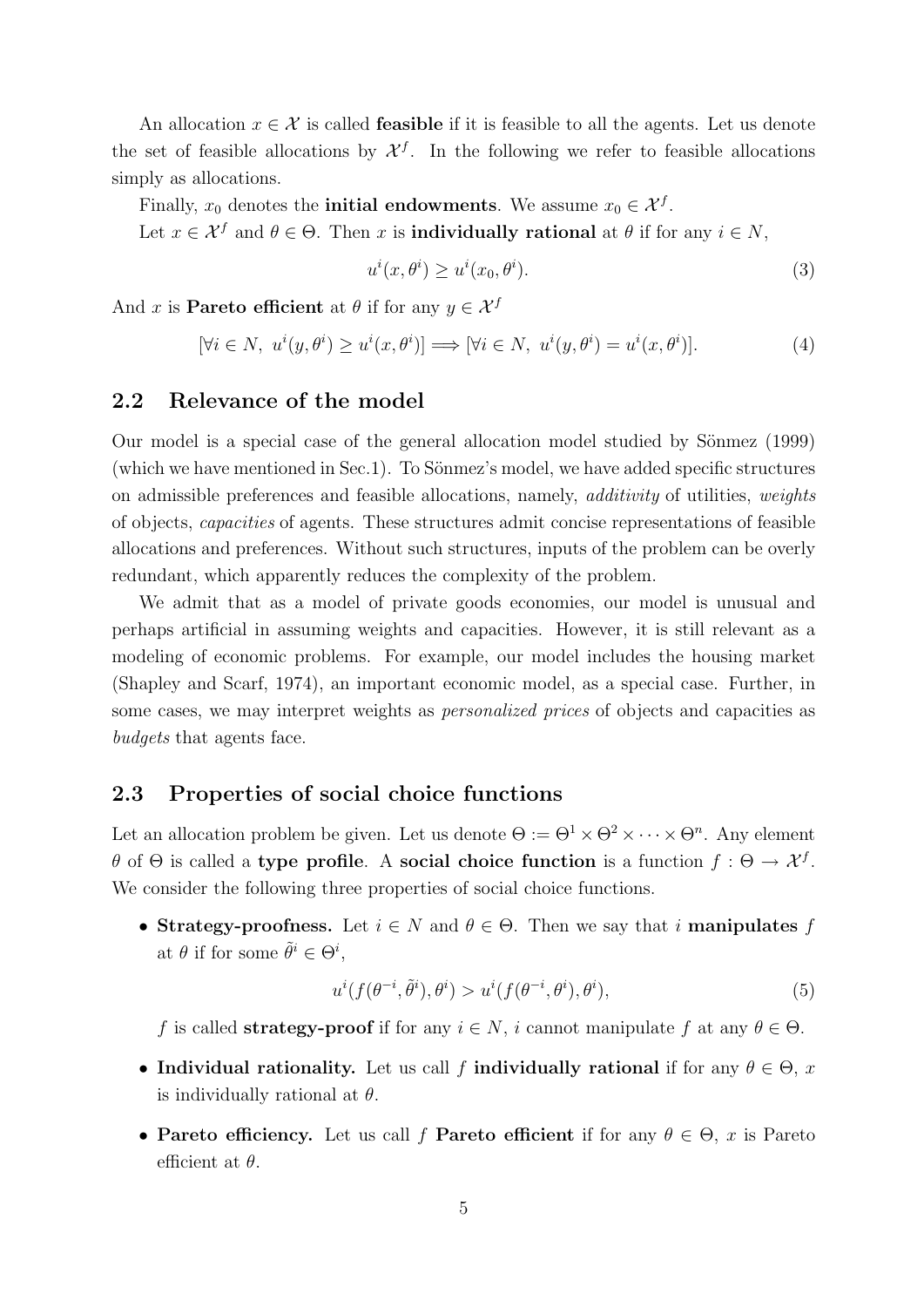An allocation $x \in \mathcal{X}$ is called **feasible** if it is feasible to all the agents. Let us denote the set of feasible allocations by $\mathcal{X}^f$. In the following we refer to feasible allocations simply as allocations.

Finally, $x_0$ denotes the **initial endowments**. We assume $x_0 \in \mathcal{X}^f$.

Let $x \in \mathcal{X}^f$ and $\theta \in \Theta$. Then $x$ is **individually rational** at $\theta$ if for any $i \in N$,

$$u^i(x, \theta^i) \geq u^i(x_0, \theta^i). \tag{3}$$

And $x$ is **Pareto efficient** at $\theta$ if for any $y \in \mathcal{X}^f$

$$[\forall i \in N,\ u^i(y, \theta^i) \geq u^i(x, \theta^i)] \Longrightarrow [\forall i \in N,\ u^i(y, \theta^i) = u^i(x, \theta^i)]. \tag{4}$$

## 2.2 Relevance of the model

Our model is a special case of the general allocation model studied by Sönmez (1999) (which we have mentioned in Sec.1). To Sönmez's model, we have added specific structures on admissible preferences and feasible allocations, namely, *additivity* of utilities, *weights* of objects, *capacities* of agents. These structures admit concise representations of feasible allocations and preferences. Without such structures, inputs of the problem can be overly redundant, which apparently reduces the complexity of the problem.

We admit that as a model of private goods economies, our model is unusual and perhaps artificial in assuming weights and capacities. However, it is still relevant as a modeling of economic problems. For example, our model includes the housing market (Shapley and Scarf, 1974), an important economic model, as a special case. Further, in some cases, we may interpret weights as *personalized prices* of objects and capacities as *budgets* that agents face.

## 2.3 Properties of social choice functions

Let an allocation problem be given. Let us denote $\Theta := \Theta^1 \times \Theta^2 \times \cdots \times \Theta^n$. Any element $\theta$ of $\Theta$ is called a **type profile**. A **social choice function** is a function $f : \Theta \to \mathcal{X}^f$. We consider the following three properties of social choice functions.

- **Strategy-proofness.** Let $i \in N$ and $\theta \in \Theta$. Then we say that $i$ **manipulates** $f$ at $\theta$ if for some $\tilde{\theta}^i \in \Theta^i$,

$$u^i(f(\theta^{-i}, \tilde{\theta}^i), \theta^i) > u^i(f(\theta^{-i}, \theta^i), \theta^i), \tag{5}$$

  $f$ is called **strategy-proof** if for any $i \in N$, $i$ cannot manipulate $f$ at any $\theta \in \Theta$.

- **Individual rationality.** Let us call $f$ **individually rational** if for any $\theta \in \Theta$, $x$ is individually rational at $\theta$.

- **Pareto efficiency.** Let us call $f$ **Pareto efficient** if for any $\theta \in \Theta$, $x$ is Pareto efficient at $\theta$.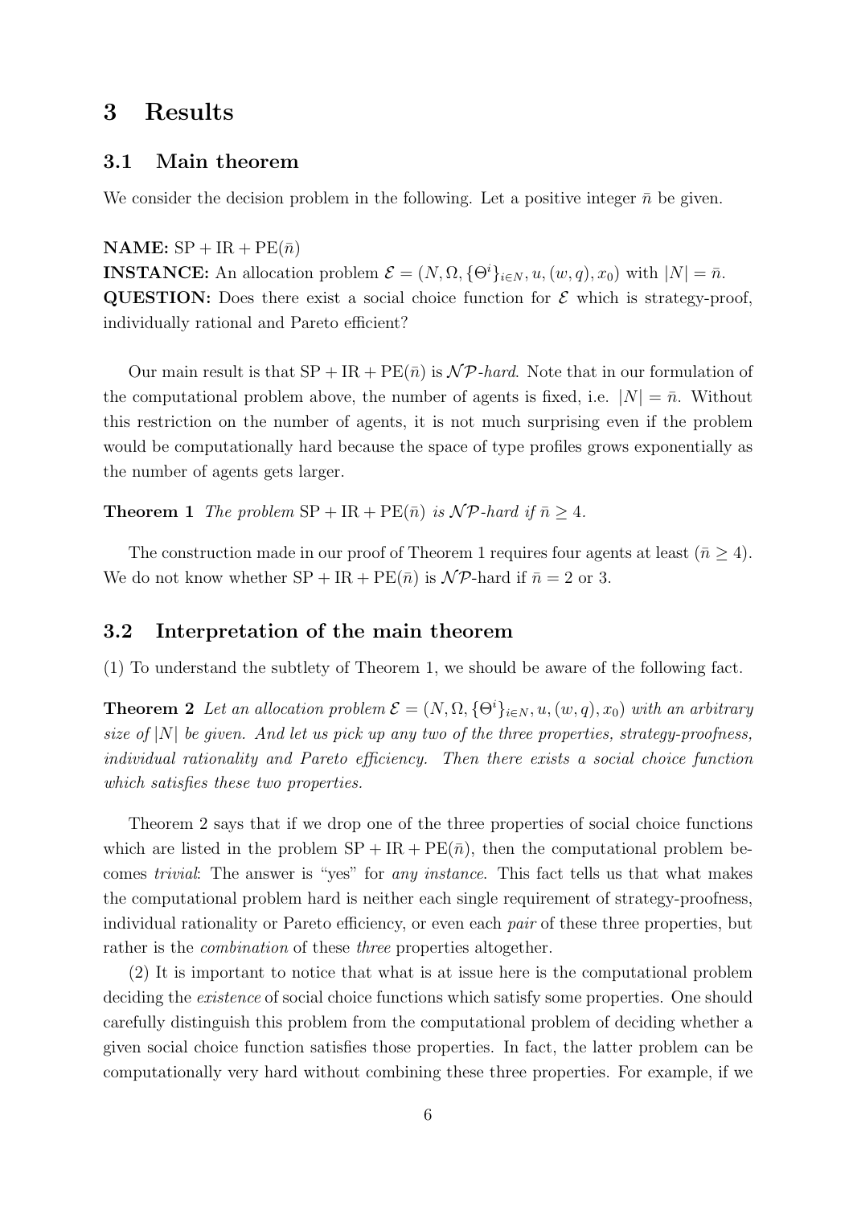## 3 Results

### 3.1 Main theorem

We consider the decision problem in the following. Let a positive integer $\bar{n}$ be given.

**NAME:** $\mathrm{SP} + \mathrm{IR} + \mathrm{PE}(\bar{n})$
**INSTANCE:** An allocation problem $\mathcal{E} = (N, \Omega, \{\Theta^i\}_{i \in N}, u, (w, q), x_0)$ with $|N| = \bar{n}$.
**QUESTION:** Does there exist a social choice function for $\mathcal{E}$ which is strategy-proof, individually rational and Pareto efficient?

Our main result is that $\mathrm{SP} + \mathrm{IR} + \mathrm{PE}(\bar{n})$ is $\mathcal{NP}$*-hard*. Note that in our formulation of the computational problem above, the number of agents is fixed, i.e. $|N| = \bar{n}$. Without this restriction on the number of agents, it is not much surprising even if the problem would be computationally hard because the space of type profiles grows exponentially as the number of agents gets larger.

**Theorem 1** *The problem* $\mathrm{SP} + \mathrm{IR} + \mathrm{PE}(\bar{n})$ *is* $\mathcal{NP}$*-hard if* $\bar{n} \geq 4$.

The construction made in our proof of Theorem 1 requires four agents at least ($\bar{n} \geq 4$). We do not know whether $\mathrm{SP} + \mathrm{IR} + \mathrm{PE}(\bar{n})$ is $\mathcal{NP}$-hard if $\bar{n} = 2$ or 3.

### 3.2 Interpretation of the main theorem

(1) To understand the subtlety of Theorem 1, we should be aware of the following fact.

**Theorem 2** *Let an allocation problem* $\mathcal{E} = (N, \Omega, \{\Theta^i\}_{i \in N}, u, (w, q), x_0)$ *with an arbitrary size of* $|N|$ *be given. And let us pick up any two of the three properties, strategy-proofness, individual rationality and Pareto efficiency. Then there exists a social choice function which satisfies these two properties.*

Theorem 2 says that if we drop one of the three properties of social choice functions which are listed in the problem $\mathrm{SP} + \mathrm{IR} + \mathrm{PE}(\bar{n})$, then the computational problem becomes *trivial*: The answer is "yes" for *any instance*. This fact tells us that what makes the computational problem hard is neither each single requirement of strategy-proofness, individual rationality or Pareto efficiency, or even each *pair* of these three properties, but rather is the *combination* of these *three* properties altogether.

(2) It is important to notice that what is at issue here is the computational problem deciding the *existence* of social choice functions which satisfy some properties. One should carefully distinguish this problem from the computational problem of deciding whether a given social choice function satisfies those properties. In fact, the latter problem can be computationally very hard without combining these three properties. For example, if we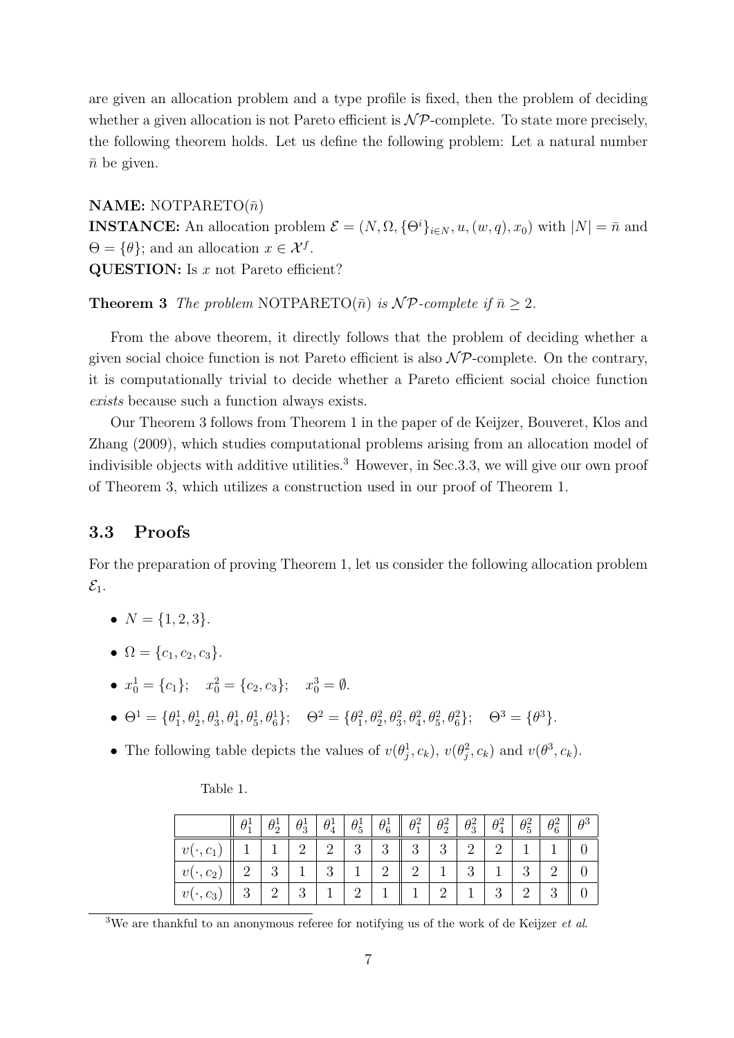are given an allocation problem and a type profile is fixed, then the problem of deciding whether a given allocation is not Pareto efficient is $\mathcal{NP}$-complete. To state more precisely, the following theorem holds. Let us define the following problem: Let a natural number $\bar{n}$ be given.

**NAME:** NOTPARETO($\bar{n}$)
**INSTANCE:** An allocation problem $\mathcal{E} = (N, \Omega, \{\Theta^i\}_{i\in N}, u, (w, q), x_0)$ with $|N| = \bar{n}$ and $\Theta = \{\theta\}$; and an allocation $x \in \mathcal{X}^f$.
**QUESTION:** Is $x$ not Pareto efficient?

**Theorem 3** *The problem* NOTPARETO($\bar{n}$) *is $\mathcal{NP}$-complete if $\bar{n} \geq 2$.*

From the above theorem, it directly follows that the problem of deciding whether a given social choice function is not Pareto efficient is also $\mathcal{NP}$-complete. On the contrary, it is computationally trivial to decide whether a Pareto efficient social choice function *exists* because such a function always exists.

Our Theorem 3 follows from Theorem 1 in the paper of de Keijzer, Bouveret, Klos and Zhang (2009), which studies computational problems arising from an allocation model of indivisible objects with additive utilities.[3] However, in Sec.3.3, we will give our own proof of Theorem 3, which utilizes a construction used in our proof of Theorem 1.

## 3.3 Proofs

For the preparation of proving Theorem 1, let us consider the following allocation problem $\mathcal{E}_1$.

- $N = \{1, 2, 3\}$.
- $\Omega = \{c_1, c_2, c_3\}$.
- $x_0^1 = \{c_1\}$; $\quad x_0^2 = \{c_2, c_3\}$; $\quad x_0^3 = \emptyset$.
- $\Theta^1 = \{\theta_1^1, \theta_2^1, \theta_3^1, \theta_4^1, \theta_5^1, \theta_6^1\}$; $\quad \Theta^2 = \{\theta_1^2, \theta_2^2, \theta_3^2, \theta_4^2, \theta_5^2, \theta_6^2\}$; $\quad \Theta^3 = \{\theta^3\}$.
- The following table depicts the values of $v(\theta_j^1, c_k)$, $v(\theta_j^2, c_k)$ and $v(\theta^3, c_k)$.

Table 1.

| | $\theta_1^1$ | $\theta_2^1$ | $\theta_3^1$ | $\theta_4^1$ | $\theta_5^1$ | $\theta_6^1$ | $\theta_1^2$ | $\theta_2^2$ | $\theta_3^2$ | $\theta_4^2$ | $\theta_5^2$ | $\theta_6^2$ | $\theta^3$ |
|---|---|---|---|---|---|---|---|---|---|---|---|---|---|
| $v(\cdot, c_1)$ | 1 | 1 | 2 | 2 | 3 | 3 | 3 | 3 | 2 | 2 | 1 | 1 | 0 |
| $v(\cdot, c_2)$ | 2 | 3 | 1 | 3 | 1 | 2 | 2 | 1 | 3 | 1 | 3 | 2 | 0 |
| $v(\cdot, c_3)$ | 3 | 2 | 3 | 1 | 2 | 1 | 1 | 2 | 1 | 3 | 2 | 3 | 0 |

[3] We are thankful to an anonymous referee for notifying us of the work of de Keijzer *et al.*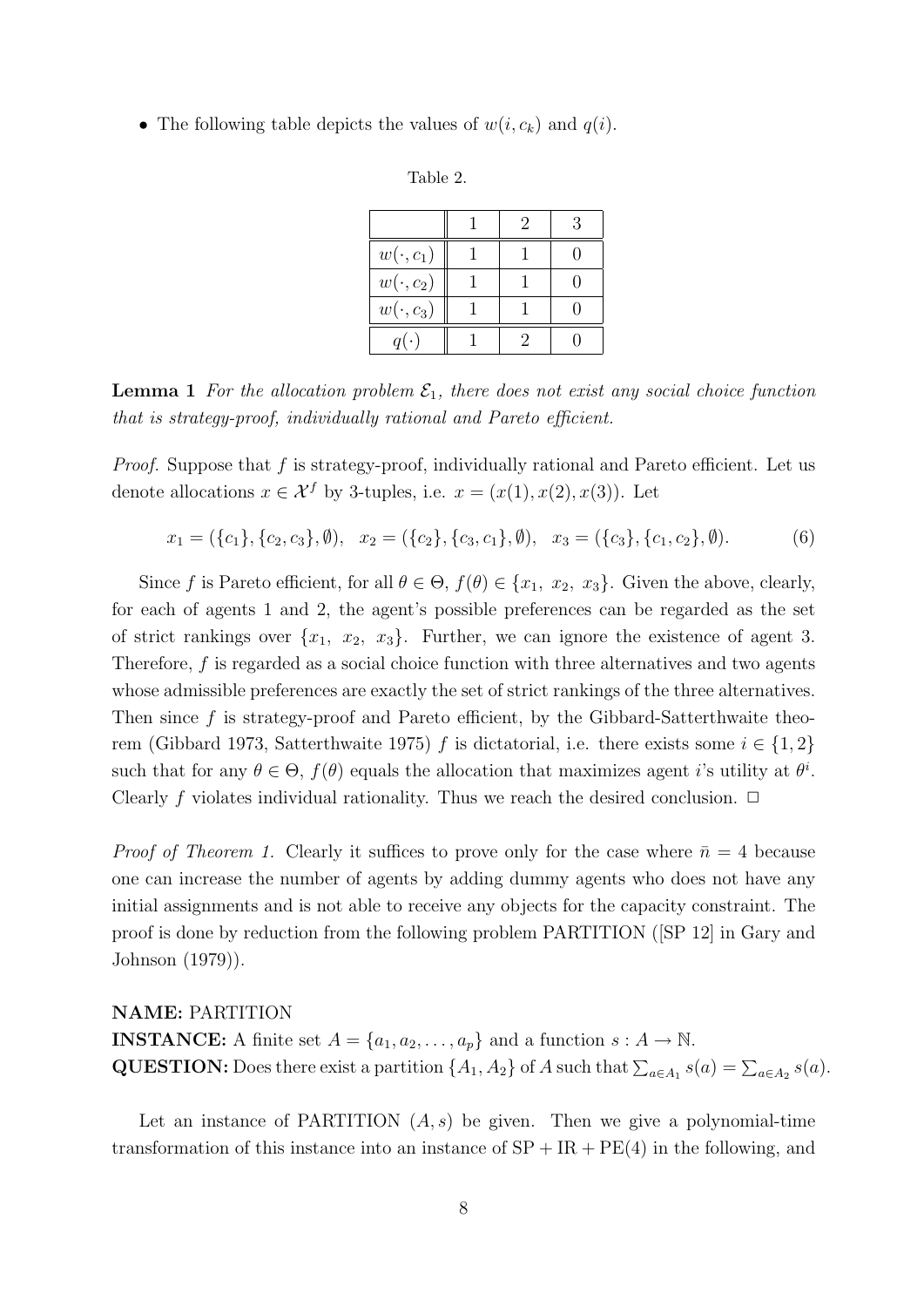- The following table depicts the values of $w(i, c_k)$ and $q(i)$.

Table 2.

| | 1 | 2 | 3 |
|---|---|---|---|
| $w(\cdot, c_1)$ | 1 | 1 | 0 |
| $w(\cdot, c_2)$ | 1 | 1 | 0 |
| $w(\cdot, c_3)$ | 1 | 1 | 0 |
| $q(\cdot)$ | 1 | 2 | 0 |

**Lemma 1** *For the allocation problem $\mathcal{E}_1$, there does not exist any social choice function that is strategy-proof, individually rational and Pareto efficient.*

*Proof.* Suppose that $f$ is strategy-proof, individually rational and Pareto efficient. Let us denote allocations $x \in \mathcal{X}^f$ by 3-tuples, i.e. $x = (x(1), x(2), x(3))$. Let

$$x_1 = (\{c_1\}, \{c_2, c_3\}, \emptyset), \quad x_2 = (\{c_2\}, \{c_3, c_1\}, \emptyset), \quad x_3 = (\{c_3\}, \{c_1, c_2\}, \emptyset). \tag{6}$$

Since $f$ is Pareto efficient, for all $\theta \in \Theta$, $f(\theta) \in \{x_1, \ x_2, \ x_3\}$. Given the above, clearly, for each of agents 1 and 2, the agent's possible preferences can be regarded as the set of strict rankings over $\{x_1, \ x_2, \ x_3\}$. Further, we can ignore the existence of agent 3. Therefore, $f$ is regarded as a social choice function with three alternatives and two agents whose admissible preferences are exactly the set of strict rankings of the three alternatives. Then since $f$ is strategy-proof and Pareto efficient, by the Gibbard-Satterthwaite theorem (Gibbard 1973, Satterthwaite 1975) $f$ is dictatorial, i.e. there exists some $i \in \{1, 2\}$ such that for any $\theta \in \Theta$, $f(\theta)$ equals the allocation that maximizes agent $i$'s utility at $\theta^i$. Clearly $f$ violates individual rationality. Thus we reach the desired conclusion. $\square$

*Proof of Theorem 1.* Clearly it suffices to prove only for the case where $\bar{n} = 4$ because one can increase the number of agents by adding dummy agents who does not have any initial assignments and is not able to receive any objects for the capacity constraint. The proof is done by reduction from the following problem PARTITION ([SP 12] in Gary and Johnson (1979)).

**NAME:** PARTITION
**INSTANCE:** A finite set $A = \{a_1, a_2, \ldots, a_p\}$ and a function $s : A \to \mathbb{N}$.
**QUESTION:** Does there exist a partition $\{A_1, A_2\}$ of $A$ such that $\sum_{a \in A_1} s(a) = \sum_{a \in A_2} s(a)$.

Let an instance of PARTITION $(A, s)$ be given. Then we give a polynomial-time transformation of this instance into an instance of $\mathrm{SP} + \mathrm{IR} + \mathrm{PE}(4)$ in the following, and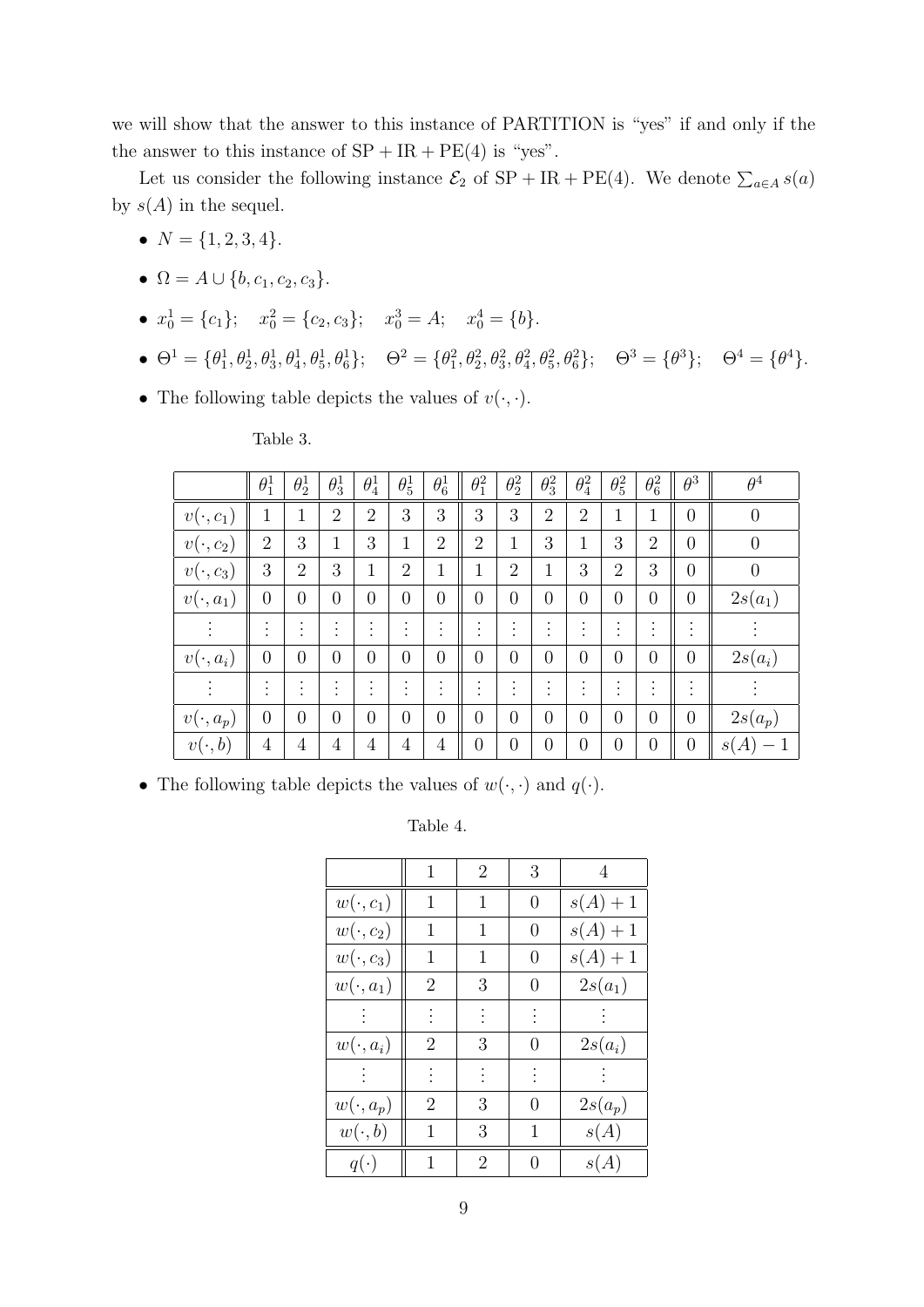we will show that the answer to this instance of PARTITION is "yes" if and only if the the answer to this instance of $\mathrm{SP} + \mathrm{IR} + \mathrm{PE}(4)$ is "yes".

Let us consider the following instance $\mathcal{E}_2$ of $\mathrm{SP} + \mathrm{IR} + \mathrm{PE}(4)$. We denote $\sum_{a \in A} s(a)$ by $s(A)$ in the sequel.

- $N = \{1, 2, 3, 4\}$.
- $\Omega = A \cup \{b, c_1, c_2, c_3\}$.
- $x_0^1 = \{c_1\}; \quad x_0^2 = \{c_2, c_3\}; \quad x_0^3 = A; \quad x_0^4 = \{b\}$.
- $\Theta^1 = \{\theta_1^1, \theta_2^1, \theta_3^1, \theta_4^1, \theta_5^1, \theta_6^1\}; \quad \Theta^2 = \{\theta_1^2, \theta_2^2, \theta_3^2, \theta_4^2, \theta_5^2, \theta_6^2\}; \quad \Theta^3 = \{\theta^3\}; \quad \Theta^4 = \{\theta^4\}$.
- The following table depicts the values of $v(\cdot, \cdot)$.

Table 3.

| | $\theta_1^1$ | $\theta_2^1$ | $\theta_3^1$ | $\theta_4^1$ | $\theta_5^1$ | $\theta_6^1$ | $\theta_1^2$ | $\theta_2^2$ | $\theta_3^2$ | $\theta_4^2$ | $\theta_5^2$ | $\theta_6^2$ | $\theta^3$ | $\theta^4$ |
|---|---|---|---|---|---|---|---|---|---|---|---|---|---|---|
| $v(\cdot, c_1)$ | 1 | 1 | 2 | 2 | 3 | 3 | 3 | 3 | 2 | 2 | 1 | 1 | 0 | 0 |
| $v(\cdot, c_2)$ | 2 | 3 | 1 | 3 | 1 | 2 | 2 | 1 | 3 | 1 | 3 | 2 | 0 | 0 |
| $v(\cdot, c_3)$ | 3 | 2 | 3 | 1 | 2 | 1 | 1 | 2 | 1 | 3 | 2 | 3 | 0 | 0 |
| $v(\cdot, a_1)$ | 0 | 0 | 0 | 0 | 0 | 0 | 0 | 0 | 0 | 0 | 0 | 0 | 0 | $2s(a_1)$ |
| $\vdots$ | $\vdots$ | $\vdots$ | $\vdots$ | $\vdots$ | $\vdots$ | $\vdots$ | $\vdots$ | $\vdots$ | $\vdots$ | $\vdots$ | $\vdots$ | $\vdots$ | $\vdots$ | $\vdots$ |
| $v(\cdot, a_i)$ | 0 | 0 | 0 | 0 | 0 | 0 | 0 | 0 | 0 | 0 | 0 | 0 | 0 | $2s(a_i)$ |
| $\vdots$ | $\vdots$ | $\vdots$ | $\vdots$ | $\vdots$ | $\vdots$ | $\vdots$ | $\vdots$ | $\vdots$ | $\vdots$ | $\vdots$ | $\vdots$ | $\vdots$ | $\vdots$ | $\vdots$ |
| $v(\cdot, a_p)$ | 0 | 0 | 0 | 0 | 0 | 0 | 0 | 0 | 0 | 0 | 0 | 0 | 0 | $2s(a_p)$ |
| $v(\cdot, b)$ | 4 | 4 | 4 | 4 | 4 | 4 | 0 | 0 | 0 | 0 | 0 | 0 | 0 | $s(A) - 1$ |

- The following table depicts the values of $w(\cdot, \cdot)$ and $q(\cdot)$.

Table 4.

| | 1 | 2 | 3 | 4 |
|---|---|---|---|---|
| $w(\cdot, c_1)$ | 1 | 1 | 0 | $s(A) + 1$ |
| $w(\cdot, c_2)$ | 1 | 1 | 0 | $s(A) + 1$ |
| $w(\cdot, c_3)$ | 1 | 1 | 0 | $s(A) + 1$ |
| $w(\cdot, a_1)$ | 2 | 3 | 0 | $2s(a_1)$ |
| $\vdots$ | $\vdots$ | $\vdots$ | $\vdots$ | $\vdots$ |
| $w(\cdot, a_i)$ | 2 | 3 | 0 | $2s(a_i)$ |
| $\vdots$ | $\vdots$ | $\vdots$ | $\vdots$ | $\vdots$ |
| $w(\cdot, a_p)$ | 2 | 3 | 0 | $2s(a_p)$ |
| $w(\cdot, b)$ | 1 | 3 | 1 | $s(A)$ |
| $q(\cdot)$ | 1 | 2 | 0 | $s(A)$ |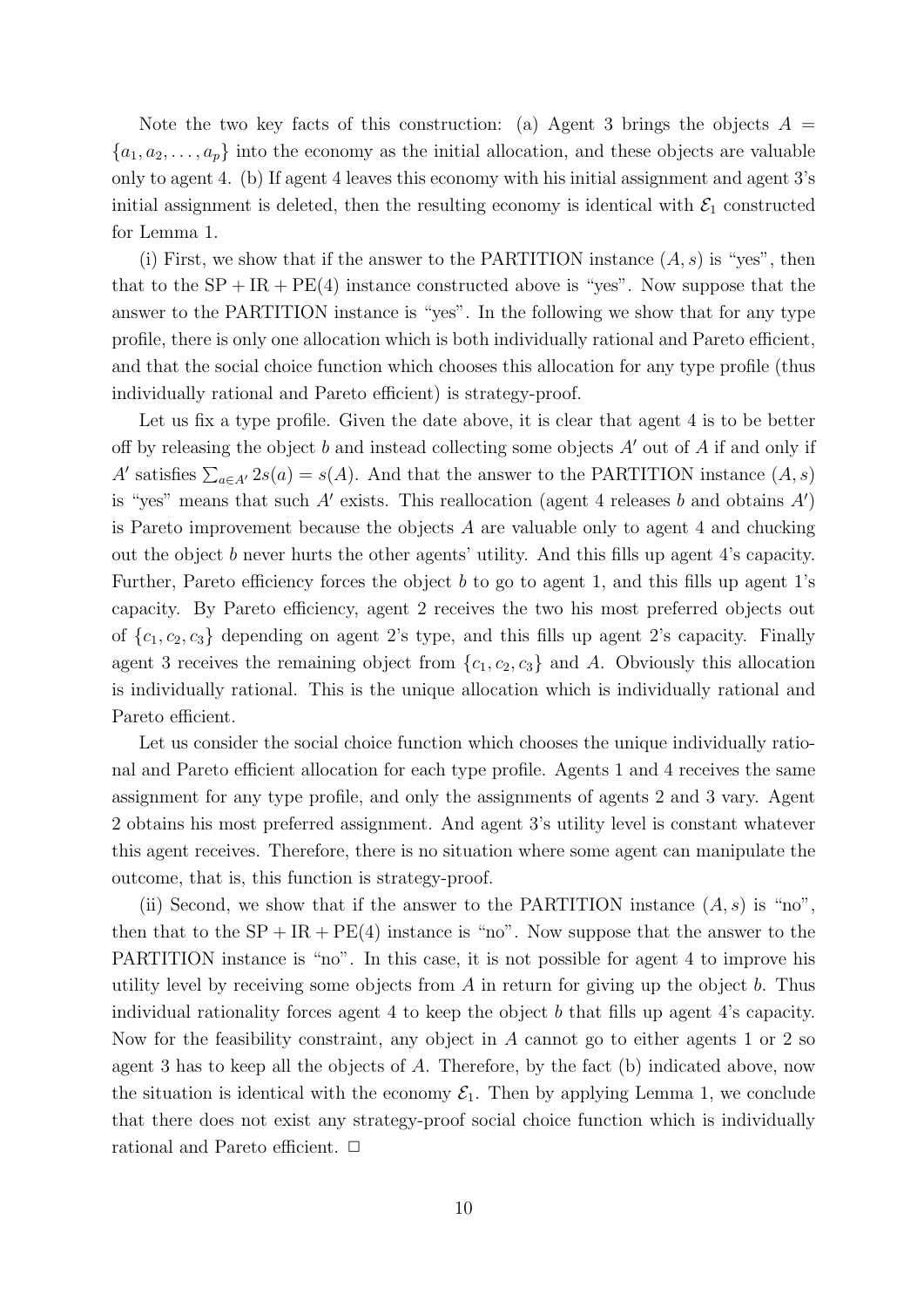Note the two key facts of this construction: (a) Agent 3 brings the objects $A = \{a_1, a_2, \ldots, a_p\}$ into the economy as the initial allocation, and these objects are valuable only to agent 4. (b) If agent 4 leaves this economy with his initial assignment and agent 3's initial assignment is deleted, then the resulting economy is identical with $\mathcal{E}_1$ constructed for Lemma 1.

(i) First, we show that if the answer to the PARTITION instance $(A, s)$ is "yes", then that to the $\mathrm{SP} + \mathrm{IR} + \mathrm{PE}(4)$ instance constructed above is "yes". Now suppose that the answer to the PARTITION instance is "yes". In the following we show that for any type profile, there is only one allocation which is both individually rational and Pareto efficient, and that the social choice function which chooses this allocation for any type profile (thus individually rational and Pareto efficient) is strategy-proof.

Let us fix a type profile. Given the date above, it is clear that agent 4 is to be better off by releasing the object $b$ and instead collecting some objects $A'$ out of $A$ if and only if $A'$ satisfies $\sum_{a \in A'} 2s(a) = s(A)$. And that the answer to the PARTITION instance $(A, s)$ is "yes" means that such $A'$ exists. This reallocation (agent 4 releases $b$ and obtains $A'$) is Pareto improvement because the objects $A$ are valuable only to agent 4 and chucking out the object $b$ never hurts the other agents' utility. And this fills up agent 4's capacity. Further, Pareto efficiency forces the object $b$ to go to agent 1, and this fills up agent 1's capacity. By Pareto efficiency, agent 2 receives the two his most preferred objects out of $\{c_1, c_2, c_3\}$ depending on agent 2's type, and this fills up agent 2's capacity. Finally agent 3 receives the remaining object from $\{c_1, c_2, c_3\}$ and $A$. Obviously this allocation is individually rational. This is the unique allocation which is individually rational and Pareto efficient.

Let us consider the social choice function which chooses the unique individually rational and Pareto efficient allocation for each type profile. Agents 1 and 4 receives the same assignment for any type profile, and only the assignments of agents 2 and 3 vary. Agent 2 obtains his most preferred assignment. And agent 3's utility level is constant whatever this agent receives. Therefore, there is no situation where some agent can manipulate the outcome, that is, this function is strategy-proof.

(ii) Second, we show that if the answer to the PARTITION instance $(A, s)$ is "no", then that to the $\mathrm{SP} + \mathrm{IR} + \mathrm{PE}(4)$ instance is "no". Now suppose that the answer to the PARTITION instance is "no". In this case, it is not possible for agent 4 to improve his utility level by receiving some objects from $A$ in return for giving up the object $b$. Thus individual rationality forces agent 4 to keep the object $b$ that fills up agent 4's capacity. Now for the feasibility constraint, any object in $A$ cannot go to either agents 1 or 2 so agent 3 has to keep all the objects of $A$. Therefore, by the fact (b) indicated above, now the situation is identical with the economy $\mathcal{E}_1$. Then by applying Lemma 1, we conclude that there does not exist any strategy-proof social choice function which is individually rational and Pareto efficient. $\square$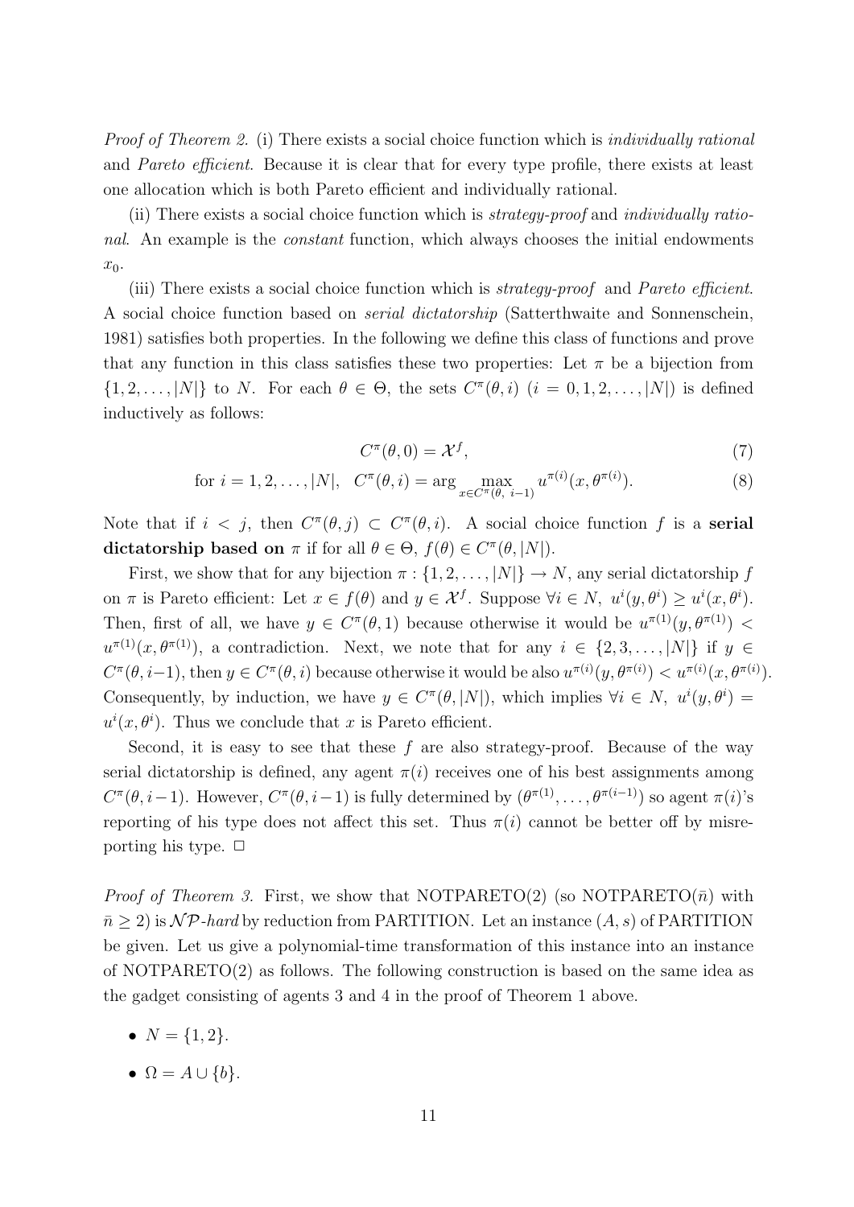*Proof of Theorem 2.* (i) There exists a social choice function which is *individually rational* and *Pareto efficient*. Because it is clear that for every type profile, there exists at least one allocation which is both Pareto efficient and individually rational.

(ii) There exists a social choice function which is *strategy-proof* and *individually rational*. An example is the *constant* function, which always chooses the initial endowments $x_0$.

(iii) There exists a social choice function which is *strategy-proof* and *Pareto efficient*. A social choice function based on *serial dictatorship* (Satterthwaite and Sonnenschein, 1981) satisfies both properties. In the following we define this class of functions and prove that any function in this class satisfies these two properties: Let $\pi$ be a bijection from $\{1, 2, \ldots, |N|\}$ to $N$. For each $\theta \in \Theta$, the sets $C^{\pi}(\theta, i)$ $(i = 0, 1, 2, \ldots, |N|)$ is defined inductively as follows:

$$C^{\pi}(\theta, 0) = \mathcal{X}^f, \tag{7}$$

$$\text{for } i = 1, 2, \ldots, |N|, \quad C^{\pi}(\theta, i) = \arg \max_{x \in C^{\pi}(\theta,\ i-1)} u^{\pi(i)}(x, \theta^{\pi(i)}). \tag{8}$$

Note that if $i < j$, then $C^{\pi}(\theta, j) \subset C^{\pi}(\theta, i)$. A social choice function $f$ is a **serial dictatorship based on** $\pi$ if for all $\theta \in \Theta$, $f(\theta) \in C^{\pi}(\theta, |N|)$.

First, we show that for any bijection $\pi : \{1, 2, \ldots, |N|\} \to N$, any serial dictatorship $f$ on $\pi$ is Pareto efficient: Let $x \in f(\theta)$ and $y \in \mathcal{X}^f$. Suppose $\forall i \in N,\ u^i(y, \theta^i) \geq u^i(x, \theta^i)$. Then, first of all, we have $y \in C^{\pi}(\theta, 1)$ because otherwise it would be $u^{\pi(1)}(y, \theta^{\pi(1)}) < u^{\pi(1)}(x, \theta^{\pi(1)})$, a contradiction. Next, we note that for any $i \in \{2, 3, \ldots, |N|\}$ if $y \in C^{\pi}(\theta, i-1)$, then $y \in C^{\pi}(\theta, i)$ because otherwise it would be also $u^{\pi(i)}(y, \theta^{\pi(i)}) < u^{\pi(i)}(x, \theta^{\pi(i)})$. Consequently, by induction, we have $y \in C^{\pi}(\theta, |N|)$, which implies $\forall i \in N,\ u^i(y, \theta^i) = u^i(x, \theta^i)$. Thus we conclude that $x$ is Pareto efficient.

Second, it is easy to see that these $f$ are also strategy-proof. Because of the way serial dictatorship is defined, any agent $\pi(i)$ receives one of his best assignments among $C^{\pi}(\theta, i-1)$. However, $C^{\pi}(\theta, i-1)$ is fully determined by $(\theta^{\pi(1)}, \ldots, \theta^{\pi(i-1)})$ so agent $\pi(i)$'s reporting of his type does not affect this set. Thus $\pi(i)$ cannot be better off by misreporting his type. $\Box$

*Proof of Theorem 3.* First, we show that NOTPARETO(2) (so NOTPARETO($\bar{n}$) with $\bar{n} \geq 2$) is $\mathcal{NP}$-*hard* by reduction from PARTITION. Let an instance $(A, s)$ of PARTITION be given. Let us give a polynomial-time transformation of this instance into an instance of NOTPARETO(2) as follows. The following construction is based on the same idea as the gadget consisting of agents 3 and 4 in the proof of Theorem 1 above.

- $N = \{1, 2\}$.
- $\Omega = A \cup \{b\}$.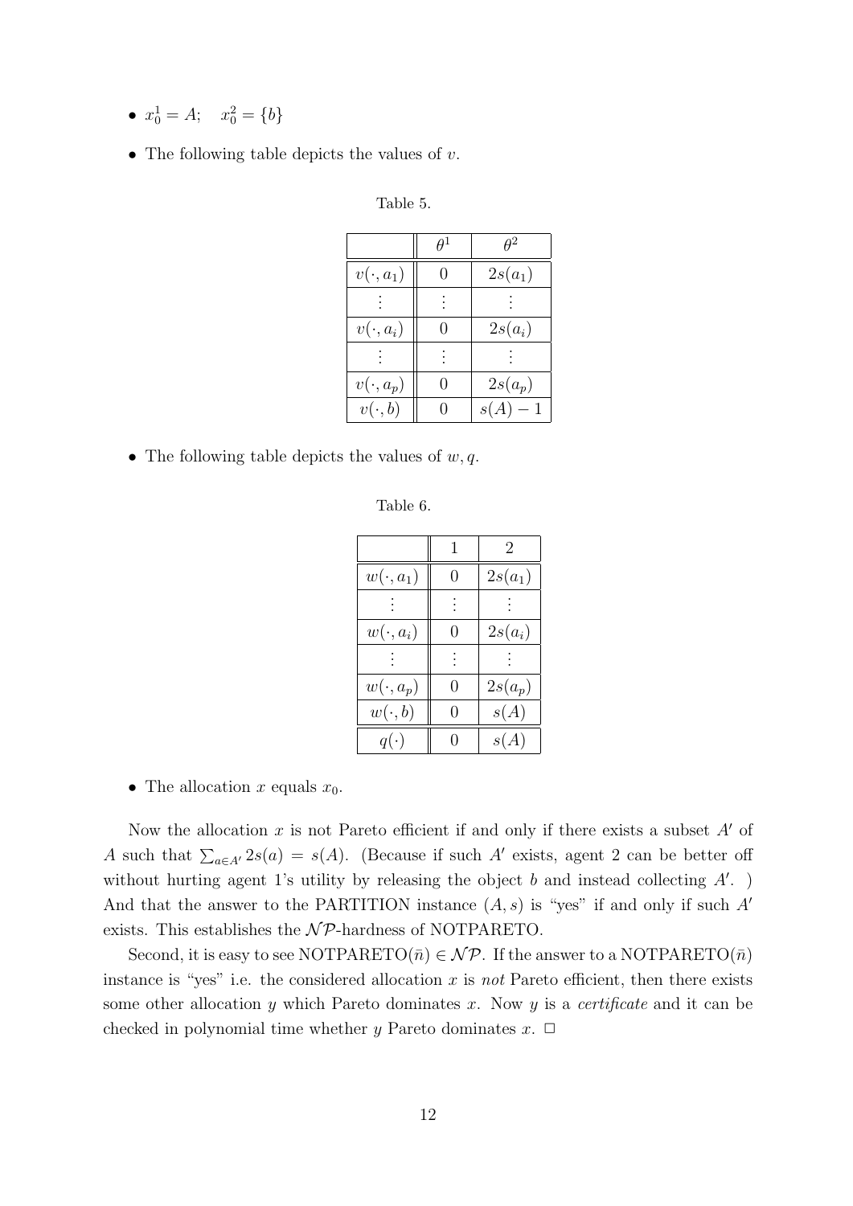- $x_0^1 = A;\quad x_0^2 = \{b\}$

- The following table depicts the values of $v$.

Table 5.

| | $\theta^1$ | $\theta^2$ |
|---|---|---|
| $v(\cdot, a_1)$ | 0 | $2s(a_1)$ |
| $\vdots$ | $\vdots$ | $\vdots$ |
| $v(\cdot, a_i)$ | 0 | $2s(a_i)$ |
| $\vdots$ | $\vdots$ | $\vdots$ |
| $v(\cdot, a_p)$ | 0 | $2s(a_p)$ |
| $v(\cdot, b)$ | 0 | $s(A) - 1$ |

- The following table depicts the values of $w, q$.

Table 6.

| | 1 | 2 |
|---|---|---|
| $w(\cdot, a_1)$ | 0 | $2s(a_1)$ |
| $\vdots$ | $\vdots$ | $\vdots$ |
| $w(\cdot, a_i)$ | 0 | $2s(a_i)$ |
| $\vdots$ | $\vdots$ | $\vdots$ |
| $w(\cdot, a_p)$ | 0 | $2s(a_p)$ |
| $w(\cdot, b)$ | 0 | $s(A)$ |
| $q(\cdot)$ | 0 | $s(A)$ |

- The allocation $x$ equals $x_0$.

Now the allocation $x$ is not Pareto efficient if and only if there exists a subset $A'$ of $A$ such that $\sum_{a \in A'} 2s(a) = s(A)$. (Because if such $A'$ exists, agent 2 can be better off without hurting agent 1's utility by releasing the object $b$ and instead collecting $A'$. ) And that the answer to the PARTITION instance $(A, s)$ is "yes" if and only if such $A'$ exists. This establishes the $\mathcal{NP}$-hardness of NOTPARETO.

Second, it is easy to see $\text{NOTPARETO}(\bar{n}) \in \mathcal{NP}$. If the answer to a $\text{NOTPARETO}(\bar{n})$ instance is "yes" i.e. the considered allocation $x$ is *not* Pareto efficient, then there exists some other allocation $y$ which Pareto dominates $x$. Now $y$ is a *certificate* and it can be checked in polynomial time whether $y$ Pareto dominates $x$. □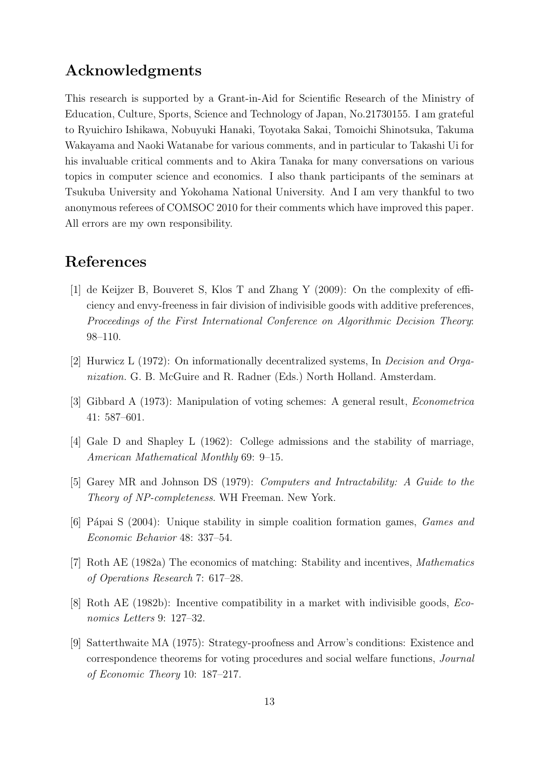## Acknowledgments

This research is supported by a Grant-in-Aid for Scientific Research of the Ministry of Education, Culture, Sports, Science and Technology of Japan, No.21730155. I am grateful to Ryuichiro Ishikawa, Nobuyuki Hanaki, Toyotaka Sakai, Tomoichi Shinotsuka, Takuma Wakayama and Naoki Watanabe for various comments, and in particular to Takashi Ui for his invaluable critical comments and to Akira Tanaka for many conversations on various topics in computer science and economics. I also thank participants of the seminars at Tsukuba University and Yokohama National University. And I am very thankful to two anonymous referees of COMSOC 2010 for their comments which have improved this paper. All errors are my own responsibility.

## References

[1] de Keijzer B, Bouveret S, Klos T and Zhang Y (2009): On the complexity of efficiency and envy-freeness in fair division of indivisible goods with additive preferences, *Proceedings of the First International Conference on Algorithmic Decision Theory*: 98–110.

[2] Hurwicz L (1972): On informationally decentralized systems, In *Decision and Organization.* G. B. McGuire and R. Radner (Eds.) North Holland. Amsterdam.

[3] Gibbard A (1973): Manipulation of voting schemes: A general result, *Econometrica* 41: 587–601.

[4] Gale D and Shapley L (1962): College admissions and the stability of marriage, *American Mathematical Monthly* 69: 9–15.

[5] Garey MR and Johnson DS (1979): *Computers and Intractability: A Guide to the Theory of NP-completeness*. WH Freeman. New York.

[6] Pápai S (2004): Unique stability in simple coalition formation games, *Games and Economic Behavior* 48: 337–54.

[7] Roth AE (1982a) The economics of matching: Stability and incentives, *Mathematics of Operations Research* 7: 617–28.

[8] Roth AE (1982b): Incentive compatibility in a market with indivisible goods, *Economics Letters* 9: 127–32.

[9] Satterthwaite MA (1975): Strategy-proofness and Arrow's conditions: Existence and correspondence theorems for voting procedures and social welfare functions, *Journal of Economic Theory* 10: 187–217.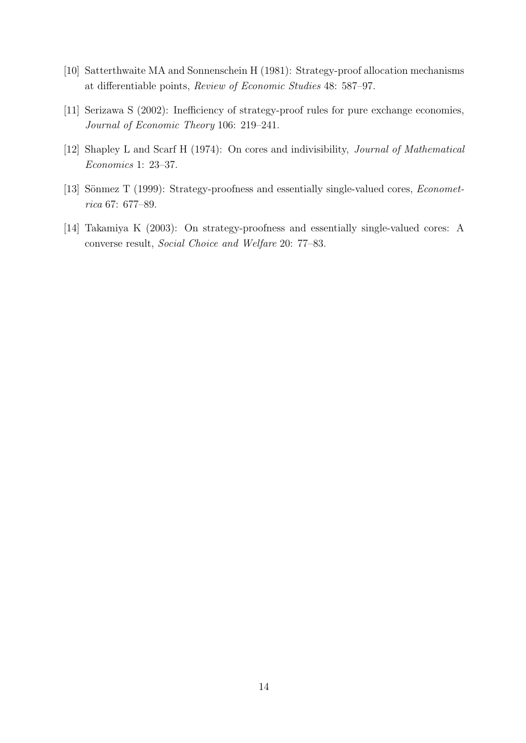[10] Satterthwaite MA and Sonnenschein H (1981): Strategy-proof allocation mechanisms at differentiable points, *Review of Economic Studies* 48: 587–97.

[11] Serizawa S (2002): Inefficiency of strategy-proof rules for pure exchange economies, *Journal of Economic Theory* 106: 219–241.

[12] Shapley L and Scarf H (1974): On cores and indivisibility, *Journal of Mathematical Economics* 1: 23–37.

[13] Sönmez T (1999): Strategy-proofness and essentially single-valued cores, *Econometrica* 67: 677–89.

[14] Takamiya K (2003): On strategy-proofness and essentially single-valued cores: A converse result, *Social Choice and Welfare* 20: 77–83.